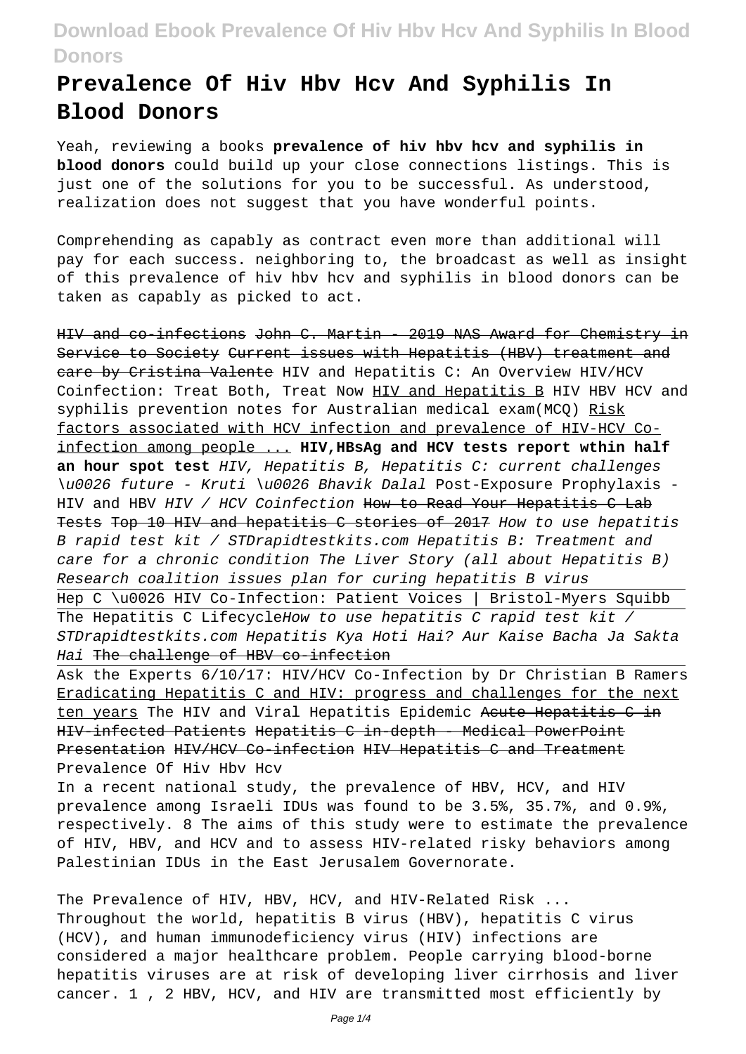# Prevalence Of Hiv Hbv Hcv And Syphilis In Blood Donors

Yeah, reviewing a books **prevalence of hiv hbv hcv and syphilis in blood donors** could build up your close connections listings. This is just one of the solutions for you to be successful. As understood, realization does not suggest that you have wonderful points.

Comprehending as capably as contract even more than additional will pay for each success. neighboring to, the broadcast as well as insight of this prevalence of hiv hbv hcv and syphilis in blood donors can be taken as capably as picked to act.

~~HIV and co-infections~~ ~~John C. Martin - 2019 NAS Award for Chemistry in Service to Society~~ ~~Current issues with Hepatitis (HBV) treatment and care by Cristina Valente~~ HIV and Hepatitis C: An Overview HIV/HCV Coinfection: Treat Both, Treat Now HIV and Hepatitis B HIV HBV HCV and syphilis prevention notes for Australian medical exam(MCQ) Risk factors associated with HCV infection and prevalence of HIV-HCV Co-infection among people ... **HIV,HBsAg and HCV tests report wthin half an hour spot test** *HIV, Hepatitis B, Hepatitis C: current challenges \u0026 future - Kruti \u0026 Bhavik Dalal* Post-Exposure Prophylaxis - HIV and HBV *HIV / HCV Coinfection* ~~How to Read Your Hepatitis C Lab Tests~~ ~~Top 10 HIV and hepatitis C stories of 2017~~ *How to use hepatitis B rapid test kit / STDrapidtestkits.com Hepatitis B: Treatment and care for a chronic condition The Liver Story (all about Hepatitis B) Research coalition issues plan for curing hepatitis B virus*

Hep C \u0026 HIV Co-Infection: Patient Voices | Bristol-Myers Squibb

The Hepatitis C Lifecycle*How to use hepatitis C rapid test kit / STDrapidtestkits.com Hepatitis Kya Hoti Hai? Aur Kaise Bacha Ja Sakta Hai* ~~The challenge of HBV co-infection~~

Ask the Experts 6/10/17: HIV/HCV Co-Infection by Dr Christian B Ramers Eradicating Hepatitis C and HIV: progress and challenges for the next ten years The HIV and Viral Hepatitis Epidemic ~~Acute Hepatitis C in HIV-infected Patients~~ ~~Hepatitis C in-depth - Medical PowerPoint Presentation~~ ~~HIV/HCV Co-infection~~ ~~HIV Hepatitis C and Treatment~~

Prevalence Of Hiv Hbv Hcv

In a recent national study, the prevalence of HBV, HCV, and HIV prevalence among Israeli IDUs was found to be 3.5%, 35.7%, and 0.9%, respectively. 8 The aims of this study were to estimate the prevalence of HIV, HBV, and HCV and to assess HIV-related risky behaviors among Palestinian IDUs in the East Jerusalem Governorate.

The Prevalence of HIV, HBV, HCV, and HIV-Related Risk ...

Throughout the world, hepatitis B virus (HBV), hepatitis C virus (HCV), and human immunodeficiency virus (HIV) infections are considered a major healthcare problem. People carrying blood-borne hepatitis viruses are at risk of developing liver cirrhosis and liver cancer. 1 , 2 HBV, HCV, and HIV are transmitted most efficiently by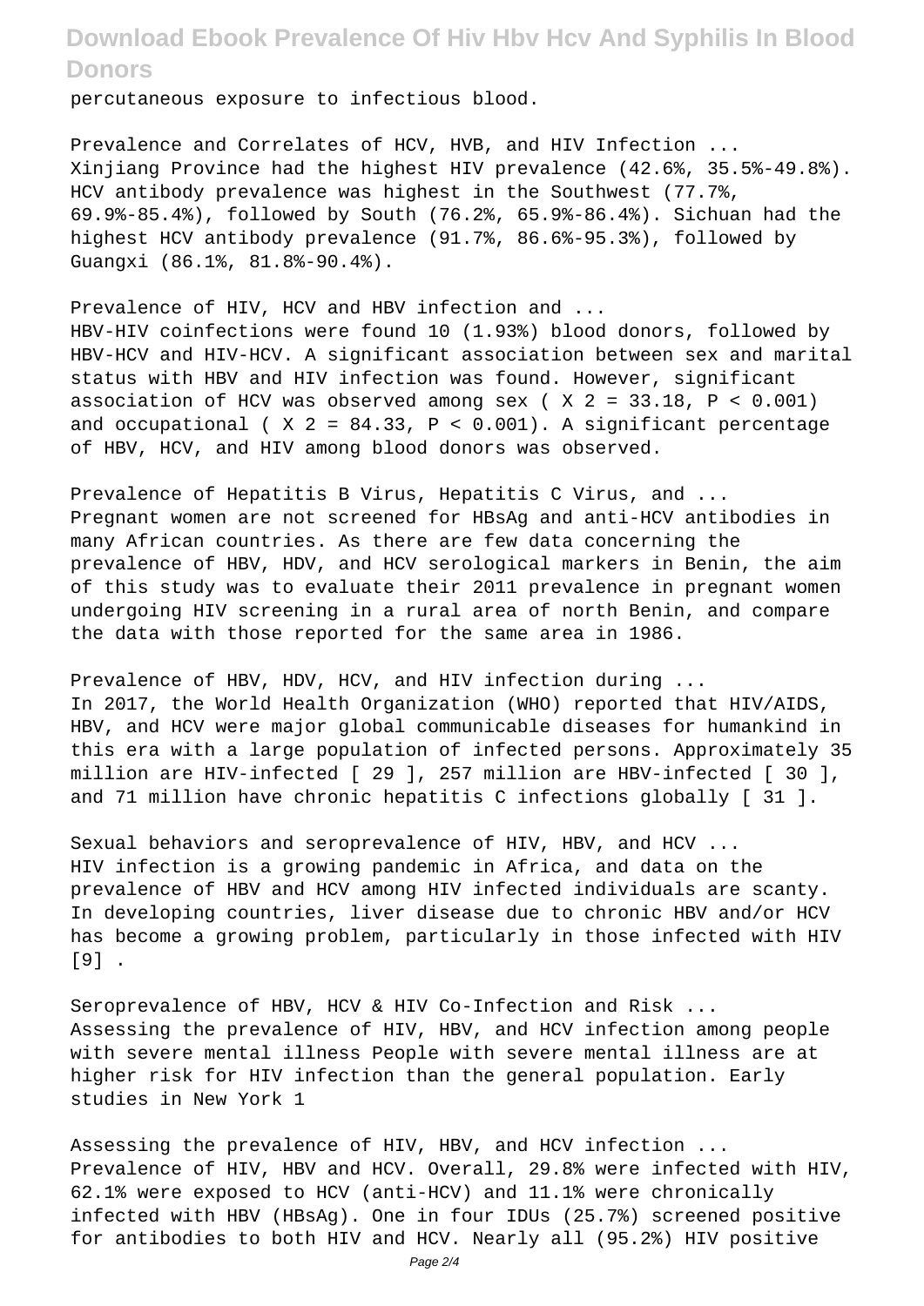percutaneous exposure to infectious blood.

Prevalence and Correlates of HCV, HVB, and HIV Infection ...
Xinjiang Province had the highest HIV prevalence (42.6%, 35.5%-49.8%). HCV antibody prevalence was highest in the Southwest (77.7%, 69.9%-85.4%), followed by South (76.2%, 65.9%-86.4%). Sichuan had the highest HCV antibody prevalence (91.7%, 86.6%-95.3%), followed by Guangxi (86.1%, 81.8%-90.4%).

Prevalence of HIV, HCV and HBV infection and ...
HBV-HIV coinfections were found 10 (1.93%) blood donors, followed by HBV-HCV and HIV-HCV. A significant association between sex and marital status with HBV and HIV infection was found. However, significant association of HCV was observed among sex ( $X^2 = 33.18$, $P < 0.001$) and occupational ( $X^2 = 84.33$, $P < 0.001$). A significant percentage of HBV, HCV, and HIV among blood donors was observed.

Prevalence of Hepatitis B Virus, Hepatitis C Virus, and ...
Pregnant women are not screened for HBsAg and anti-HCV antibodies in many African countries. As there are few data concerning the prevalence of HBV, HDV, and HCV serological markers in Benin, the aim of this study was to evaluate their 2011 prevalence in pregnant women undergoing HIV screening in a rural area of north Benin, and compare the data with those reported for the same area in 1986.

Prevalence of HBV, HDV, HCV, and HIV infection during ...
In 2017, the World Health Organization (WHO) reported that HIV/AIDS, HBV, and HCV were major global communicable diseases for humankind in this era with a large population of infected persons. Approximately 35 million are HIV-infected [ 29 ], 257 million are HBV-infected [ 30 ], and 71 million have chronic hepatitis C infections globally [ 31 ].

Sexual behaviors and seroprevalence of HIV, HBV, and HCV ...
HIV infection is a growing pandemic in Africa, and data on the prevalence of HBV and HCV among HIV infected individuals are scanty. In developing countries, liver disease due to chronic HBV and/or HCV has become a growing problem, particularly in those infected with HIV [9] .

Seroprevalence of HBV, HCV & HIV Co-Infection and Risk ...
Assessing the prevalence of HIV, HBV, and HCV infection among people with severe mental illness People with severe mental illness are at higher risk for HIV infection than the general population. Early studies in New York 1

Assessing the prevalence of HIV, HBV, and HCV infection ...
Prevalence of HIV, HBV and HCV. Overall, 29.8% were infected with HIV, 62.1% were exposed to HCV (anti-HCV) and 11.1% were chronically infected with HBV (HBsAg). One in four IDUs (25.7%) screened positive for antibodies to both HIV and HCV. Nearly all (95.2%) HIV positive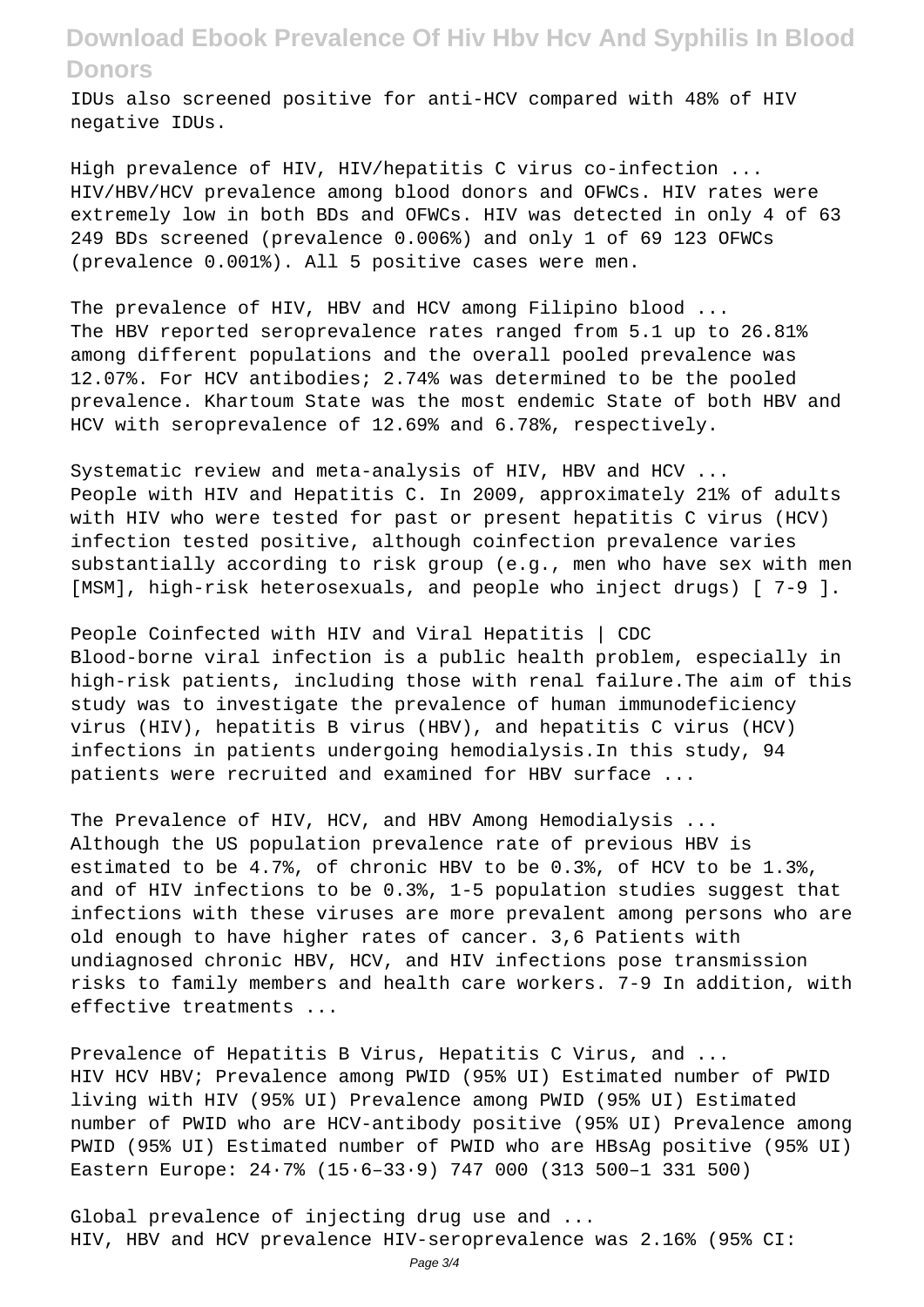IDUs also screened positive for anti-HCV compared with 48% of HIV negative IDUs.

High prevalence of HIV, HIV/hepatitis C virus co-infection ...
HIV/HBV/HCV prevalence among blood donors and OFWCs. HIV rates were extremely low in both BDs and OFWCs. HIV was detected in only 4 of 63 249 BDs screened (prevalence 0.006%) and only 1 of 69 123 OFWCs (prevalence 0.001%). All 5 positive cases were men.

The prevalence of HIV, HBV and HCV among Filipino blood ...
The HBV reported seroprevalence rates ranged from 5.1 up to 26.81% among different populations and the overall pooled prevalence was 12.07%. For HCV antibodies; 2.74% was determined to be the pooled prevalence. Khartoum State was the most endemic State of both HBV and HCV with seroprevalence of 12.69% and 6.78%, respectively.

Systematic review and meta-analysis of HIV, HBV and HCV ...
People with HIV and Hepatitis C. In 2009, approximately 21% of adults with HIV who were tested for past or present hepatitis C virus (HCV) infection tested positive, although coinfection prevalence varies substantially according to risk group (e.g., men who have sex with men [MSM], high-risk heterosexuals, and people who inject drugs) [ 7-9 ].

People Coinfected with HIV and Viral Hepatitis | CDC
Blood-borne viral infection is a public health problem, especially in high-risk patients, including those with renal failure.The aim of this study was to investigate the prevalence of human immunodeficiency virus (HIV), hepatitis B virus (HBV), and hepatitis C virus (HCV) infections in patients undergoing hemodialysis.In this study, 94 patients were recruited and examined for HBV surface ...

The Prevalence of HIV, HCV, and HBV Among Hemodialysis ...
Although the US population prevalence rate of previous HBV is estimated to be 4.7%, of chronic HBV to be 0.3%, of HCV to be 1.3%, and of HIV infections to be 0.3%, 1-5 population studies suggest that infections with these viruses are more prevalent among persons who are old enough to have higher rates of cancer. 3,6 Patients with undiagnosed chronic HBV, HCV, and HIV infections pose transmission risks to family members and health care workers. 7-9 In addition, with effective treatments ...

Prevalence of Hepatitis B Virus, Hepatitis C Virus, and ...
HIV HCV HBV; Prevalence among PWID (95% UI) Estimated number of PWID living with HIV (95% UI) Prevalence among PWID (95% UI) Estimated number of PWID who are HCV-antibody positive (95% UI) Prevalence among PWID (95% UI) Estimated number of PWID who are HBsAg positive (95% UI) Eastern Europe: 24·7% (15·6–33·9) 747 000 (313 500–1 331 500)

Global prevalence of injecting drug use and ...
HIV, HBV and HCV prevalence HIV-seroprevalence was 2.16% (95% CI: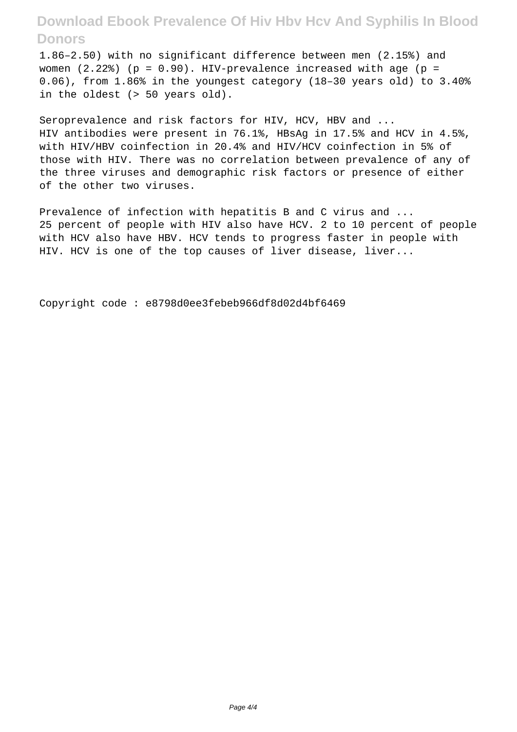1.86–2.50) with no significant difference between men (2.15%) and women (2.22%) ($p = 0.90$). HIV-prevalence increased with age ($p = 0.06$), from 1.86% in the youngest category (18–30 years old) to 3.40% in the oldest (> 50 years old).

Seroprevalence and risk factors for HIV, HCV, HBV and ...
HIV antibodies were present in 76.1%, HBsAg in 17.5% and HCV in 4.5%, with HIV/HBV coinfection in 20.4% and HIV/HCV coinfection in 5% of those with HIV. There was no correlation between prevalence of any of the three viruses and demographic risk factors or presence of either of the other two viruses.

Prevalence of infection with hepatitis B and C virus and ...
25 percent of people with HIV also have HCV. 2 to 10 percent of people with HCV also have HBV. HCV tends to progress faster in people with HIV. HCV is one of the top causes of liver disease, liver...

Copyright code : e8798d0ee3febeb966df8d02d4bf6469